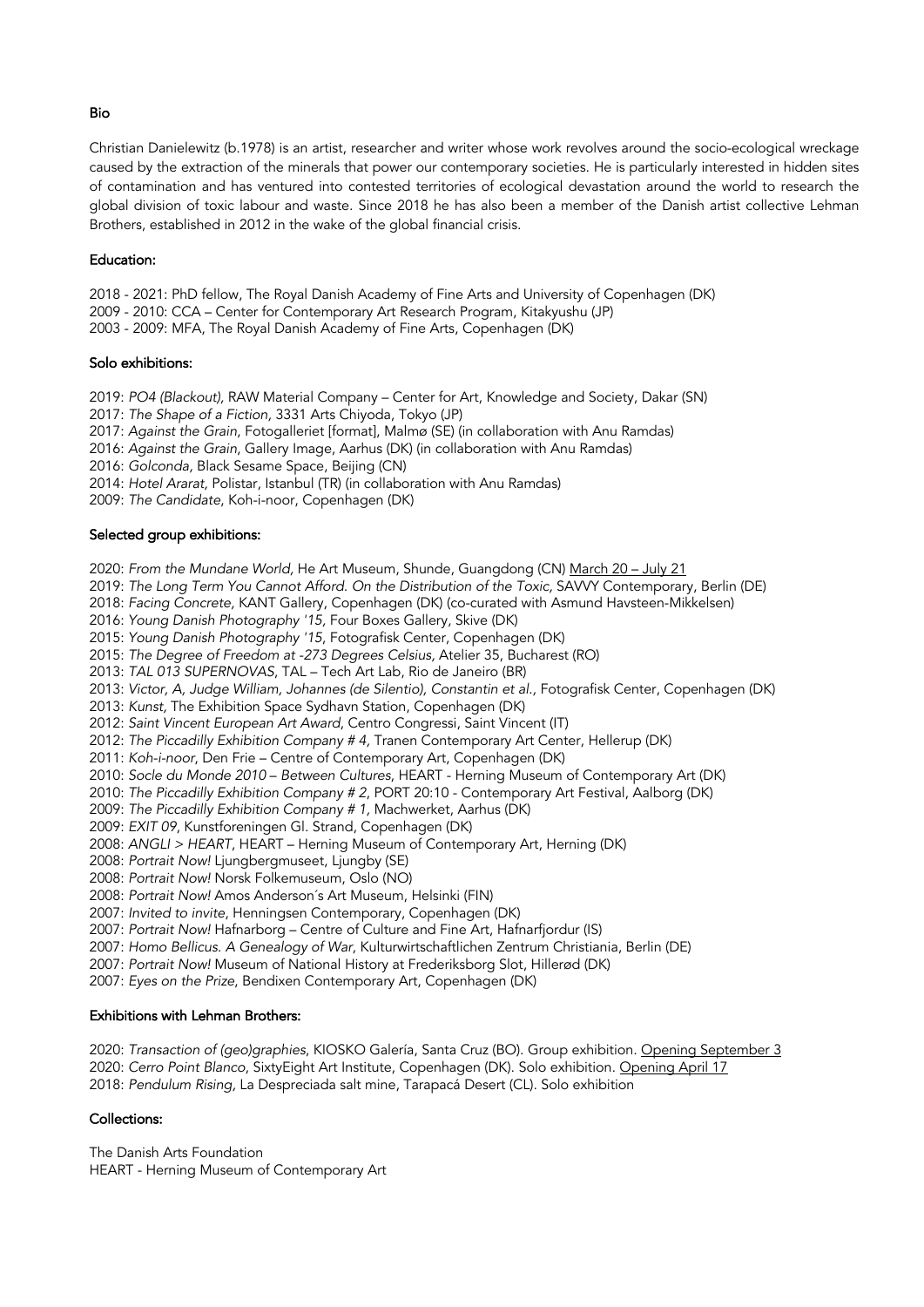## Bio

Christian Danielewitz (b.1978) is an artist, researcher and writer whose work revolves around the socio-ecological wreckage caused by the extraction of the minerals that power our contemporary societies. He is particularly interested in hidden sites of contamination and has ventured into contested territories of ecological devastation around the world to research the global division of toxic labour and waste. Since 2018 he has also been a member of the Danish artist collective Lehman Brothers, established in 2012 in the wake of the global financial crisis.

## Education:

2018 - 2021: PhD fellow, The Royal Danish Academy of Fine Arts and University of Copenhagen (DK)
2009 - 2010: CCA – Center for Contemporary Art Research Program, Kitakyushu (JP)
2003 - 2009: MFA, The Royal Danish Academy of Fine Arts, Copenhagen (DK)

## Solo exhibitions:

2019: *PO4 (Blackout),* RAW Material Company – Center for Art, Knowledge and Society, Dakar (SN)
2017: *The Shape of a Fiction,* 3331 Arts Chiyoda, Tokyo (JP)
2017: *Against the Grain*, Fotogalleriet [format], Malmø (SE) (in collaboration with Anu Ramdas)
2016: *Against the Grain*, Gallery Image, Aarhus (DK) (in collaboration with Anu Ramdas)
2016: *Golconda*, Black Sesame Space, Beijing (CN)
2014: *Hotel Ararat*, Polistar, Istanbul (TR) (in collaboration with Anu Ramdas)
2009: *The Candidate*, Koh-i-noor, Copenhagen (DK)

## Selected group exhibitions:

2020: *From the Mundane World*, He Art Museum, Shunde, Guangdong (CN) March 20 – July 21
2019: *The Long Term You Cannot Afford. On the Distribution of the Toxic*, SAVVY Contemporary, Berlin (DE)
2018: *Facing Concrete,* KANT Gallery, Copenhagen (DK) (co-curated with Asmund Havsteen-Mikkelsen)
2016: *Young Danish Photography '15*, Four Boxes Gallery, Skive (DK)
2015: *Young Danish Photography '15*, Fotografisk Center, Copenhagen (DK)
2015: *The Degree of Freedom at -273 Degrees Celsius*, Atelier 35, Bucharest (RO)
2013: *TAL 013 SUPERNOVAS*, TAL – Tech Art Lab, Rio de Janeiro (BR)
2013: *Victor, A, Judge William, Johannes (de Silentio), Constantin et al.*, Fotografisk Center, Copenhagen (DK)
2013: *Kunst*, The Exhibition Space Sydhavn Station, Copenhagen (DK)
2012: *Saint Vincent European Art Award*, Centro Congressi, Saint Vincent (IT)
2012: *The Piccadilly Exhibition Company # 4,* Tranen Contemporary Art Center, Hellerup (DK)
2011: *Koh-i-noor*, Den Frie – Centre of Contemporary Art, Copenhagen (DK)
2010: *Socle du Monde 2010 – Between Cultures*, HEART - Herning Museum of Contemporary Art (DK)
2010: *The Piccadilly Exhibition Company # 2*, PORT 20:10 - Contemporary Art Festival, Aalborg (DK)
2009: *The Piccadilly Exhibition Company # 1*, Machwerket, Aarhus (DK)
2009: *EXIT 09*, Kunstforeningen Gl. Strand, Copenhagen (DK)
2008: *ANGLI > HEART*, HEART – Herning Museum of Contemporary Art, Herning (DK)
2008: *Portrait Now!* Ljungbergmuseet, Ljungby (SE)
2008: *Portrait Now!* Norsk Folkemuseum, Oslo (NO)
2008: *Portrait Now!* Amos Anderson´s Art Museum, Helsinki (FIN)
2007: *Invited to invite*, Henningsen Contemporary, Copenhagen (DK)
2007: *Portrait Now!* Hafnarborg – Centre of Culture and Fine Art, Hafnarfjordur (IS)
2007: *Homo Bellicus. A Genealogy of War*, Kulturwirtschaftlichen Zentrum Christiania, Berlin (DE)
2007: *Portrait Now!* Museum of National History at Frederiksborg Slot, Hillerød (DK)
2007: *Eyes on the Prize*, Bendixen Contemporary Art, Copenhagen (DK)

## Exhibitions with Lehman Brothers:

2020: *Transaction of (geo)graphies*, KIOSKO Galería, Santa Cruz (BO). Group exhibition. Opening September 3
2020: *Cerro Point Blanco*, SixtyEight Art Institute, Copenhagen (DK). Solo exhibition. Opening April 17
2018: *Pendulum Rising,* La Despreciada salt mine, Tarapacá Desert (CL). Solo exhibition

## Collections:

The Danish Arts Foundation
HEART - Herning Museum of Contemporary Art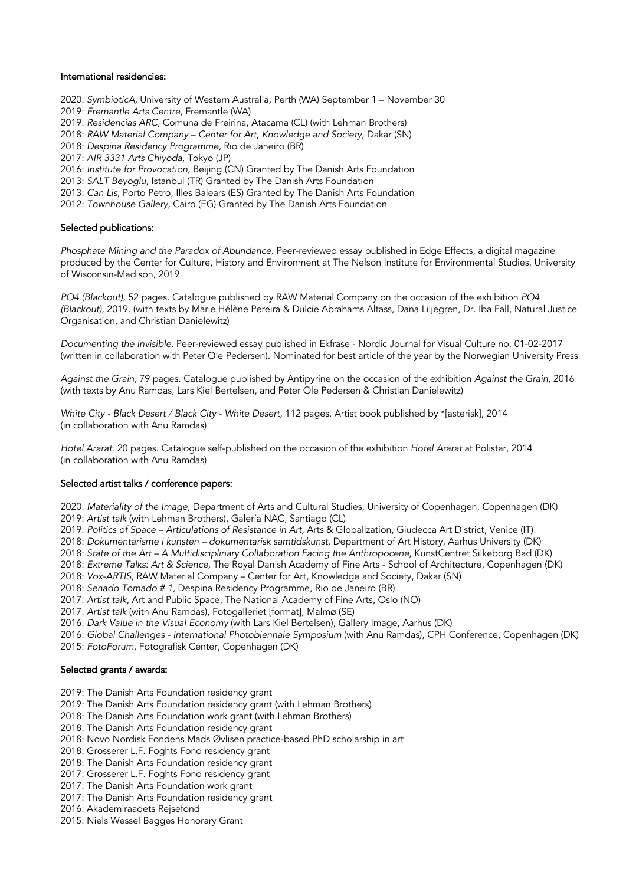## International residencies:

2020: *SymbioticA*, University of Western Australia, Perth (WA) <u>September 1 – November 30</u>
2019: *Fremantle Arts Centre*, Fremantle (WA)
2019: *Residencias ARC*, Comuna de Freirina, Atacama (CL) (with Lehman Brothers)
2018: *RAW Material Company – Center for Art, Knowledge and Society*, Dakar (SN)
2018: *Despina Residency Programme*, Rio de Janeiro (BR)
2017: *AIR 3331 Arts Chiyoda*, Tokyo (JP)
2016: *Institute for Provocation*, Beijing (CN) Granted by The Danish Arts Foundation
2013: *SALT Beyoglu*, Istanbul (TR) Granted by The Danish Arts Foundation
2013: *Can Lis*, Porto Petro, Illes Balears (ES) Granted by The Danish Arts Foundation
2012: *Townhouse Gallery*, Cairo (EG) Granted by The Danish Arts Foundation

## Selected publications:

*Phosphate Mining and the Paradox of Abundance*. Peer-reviewed essay published in Edge Effects, a digital magazine produced by the Center for Culture, History and Environment at The Nelson Institute for Environmental Studies, University of Wisconsin-Madison, 2019

*PO4 (Blackout)*, 52 pages. Catalogue published by RAW Material Company on the occasion of the exhibition *PO4 (Blackout)*, 2019. (with texts by Marie Hélène Pereira & Dulcie Abrahams Altass, Dana Liljegren, Dr. Iba Fall, Natural Justice Organisation, and Christian Danielewitz)

*Documenting the Invisible*. Peer-reviewed essay published in Ekfrase - Nordic Journal for Visual Culture no. 01-02-2017 (written in collaboration with Peter Ole Pedersen). Nominated for best article of the year by the Norwegian University Press

*Against the Grain*, 79 pages. Catalogue published by Antipyrine on the occasion of the exhibition *Against the Grain*, 2016 (with texts by Anu Ramdas, Lars Kiel Bertelsen, and Peter Ole Pedersen & Christian Danielewitz)

*White City - Black Desert / Black City - White Desert*, 112 pages. Artist book published by *[asterisk], 2014 (in collaboration with Anu Ramdas)

*Hotel Ararat*. 20 pages. Catalogue self-published on the occasion of the exhibition *Hotel Ararat* at Polistar, 2014 (in collaboration with Anu Ramdas)

## Selected artist talks / conference papers:

2020: *Materiality of the Image*, Department of Arts and Cultural Studies, University of Copenhagen, Copenhagen (DK)
2019: *Artist talk* (with Lehman Brothers), Galería NAC, Santiago (CL)
2019: *Politics of Space – Articulations of Resistance in Art*, Arts & Globalization, Giudecca Art District, Venice (IT)
2018: *Dokumentarisme i kunsten – dokumentarisk samtidskunst*, Department of Art History, Aarhus University (DK)
2018: *State of the Art – A Multidisciplinary Collaboration Facing the Anthropocene*, KunstCentret Silkeborg Bad (DK)
2018: *Extreme Talks: Art & Science*, The Royal Danish Academy of Fine Arts - School of Architecture, Copenhagen (DK)
2018: *Vox-ARTIS*, RAW Material Company – Center for Art, Knowledge and Society, Dakar (SN)
2018: *Senado Tomado # 1*, Despina Residency Programme, Rio de Janeiro (BR)
2017: *Artist talk*, Art and Public Space, The National Academy of Fine Arts, Oslo (NO)
2017: *Artist talk* (with Anu Ramdas), Fotogalleriet [format], Malmø (SE)
2016: *Dark Value in the Visual Economy* (with Lars Kiel Bertelsen), Gallery Image, Aarhus (DK)
2016: *Global Challenges - International Photobiennale Symposium* (with Anu Ramdas), CPH Conference, Copenhagen (DK)
2015: *FotoForum*, Fotografisk Center, Copenhagen (DK)

## Selected grants / awards:

2019: The Danish Arts Foundation residency grant
2019: The Danish Arts Foundation residency grant (with Lehman Brothers)
2018: The Danish Arts Foundation work grant (with Lehman Brothers)
2018: The Danish Arts Foundation residency grant
2018: Novo Nordisk Fondens Mads Øvlisen practice-based PhD scholarship in art
2018: Grosserer L.F. Foghts Fond residency grant
2018: The Danish Arts Foundation residency grant
2017: Grosserer L.F. Foghts Fond residency grant
2017: The Danish Arts Foundation work grant
2017: The Danish Arts Foundation residency grant
2016: Akademiraadets Rejsefond
2015: Niels Wessel Bagges Honorary Grant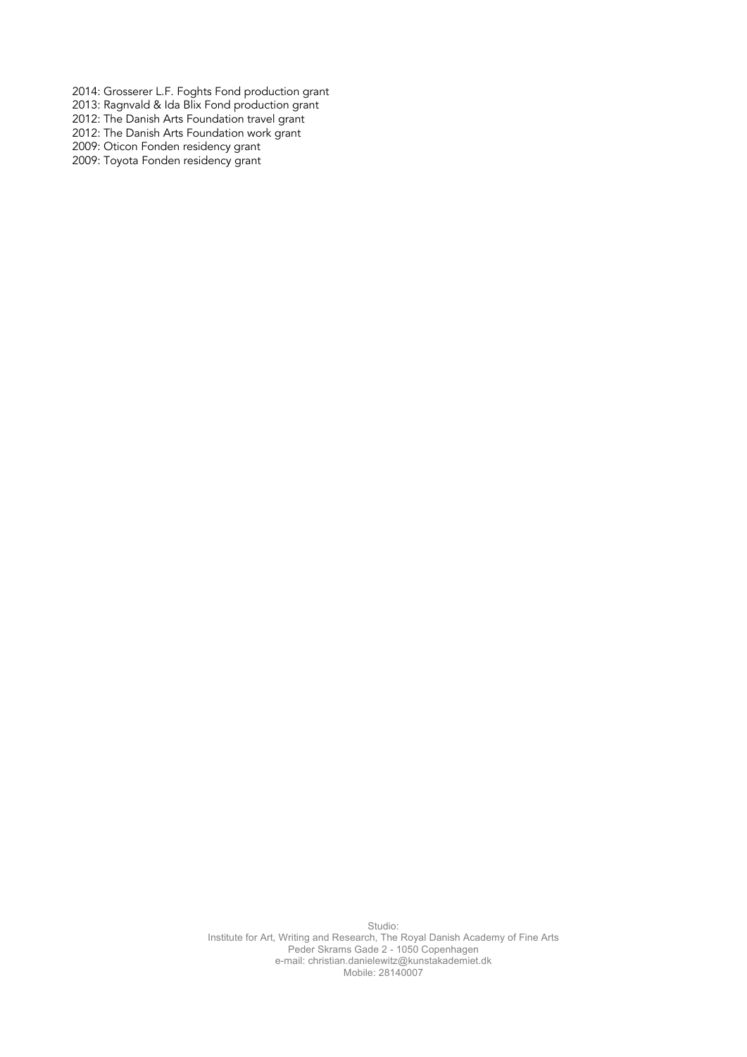2014: Grosserer L.F. Foghts Fond production grant
2013: Ragnvald & Ida Blix Fond production grant
2012: The Danish Arts Foundation travel grant
2012: The Danish Arts Foundation work grant
2009: Oticon Fonden residency grant
2009: Toyota Fonden residency grant

Studio:
Institute for Art, Writing and Research, The Royal Danish Academy of Fine Arts
Peder Skrams Gade 2 - 1050 Copenhagen
e-mail: christian.danielewitz@kunstakademiet.dk
Mobile: 28140007